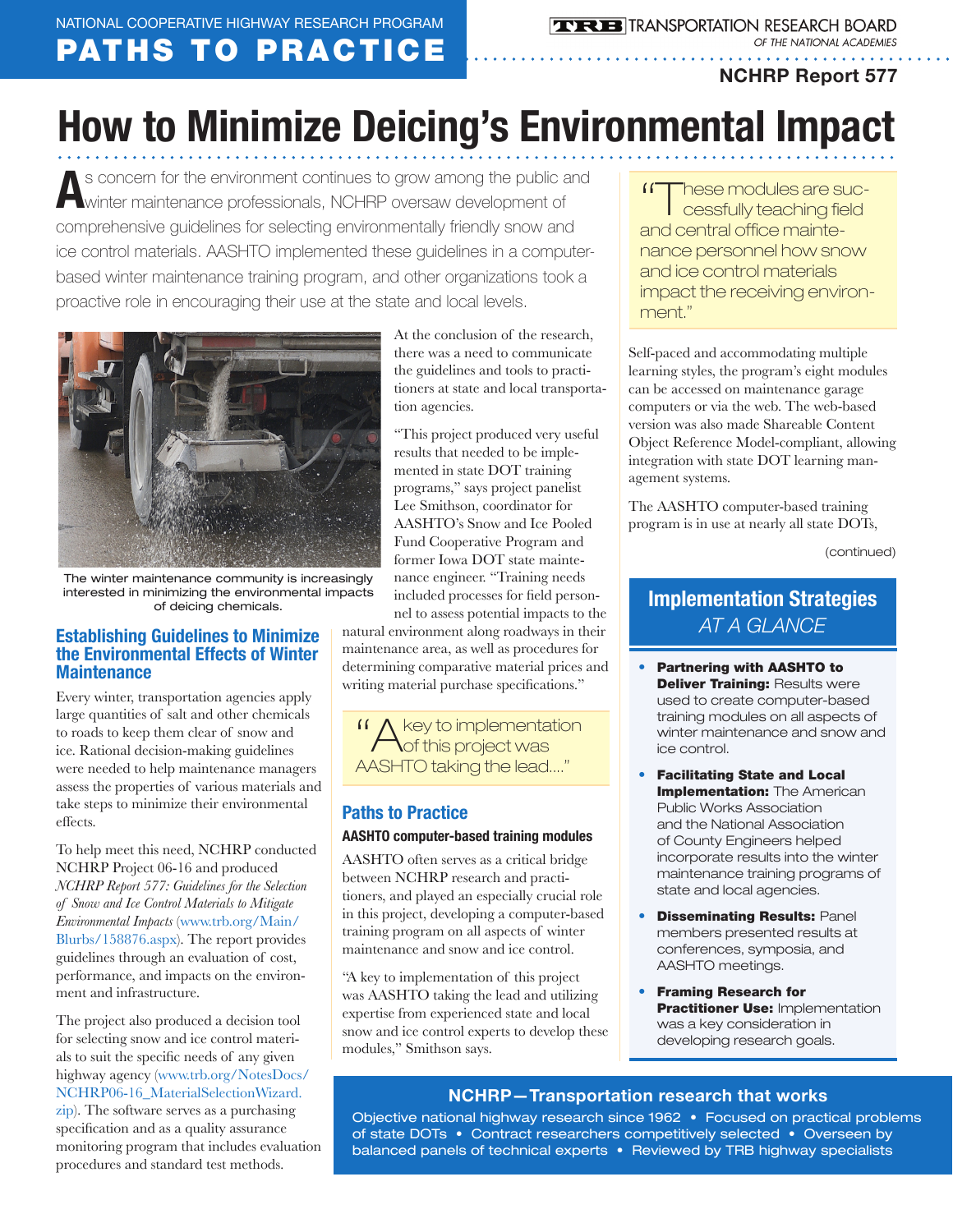NATIONAL COOPERATIVE HIGHWAY RESEARCH PROGRAM

**PATHS TO PRACTICE**

TRB TRANSPORTATION RESEARCH BOARD
*OF THE NATIONAL ACADEMIES*

**NCHRP Report 577**

# How to Minimize Deicing's Environmental Impact

As concern for the environment continues to grow among the public and winter maintenance professionals, NCHRP oversaw development of comprehensive guidelines for selecting environmentally friendly snow and ice control materials. AASHTO implemented these guidelines in a computer-based winter maintenance training program, and other organizations took a proactive role in encouraging their use at the state and local levels.

The winter maintenance community is increasingly interested in minimizing the environmental impacts of deicing chemicals.

## Establishing Guidelines to Minimize the Environmental Effects of Winter Maintenance

Every winter, transportation agencies apply large quantities of salt and other chemicals to roads to keep them clear of snow and ice. Rational decision-making guidelines were needed to help maintenance managers assess the properties of various materials and take steps to minimize their environmental effects.

To help meet this need, NCHRP conducted NCHRP Project 06-16 and produced *NCHRP Report 577: Guidelines for the Selection of Snow and Ice Control Materials to Mitigate Environmental Impacts* (www.trb.org/Main/Blurbs/158876.aspx). The report provides guidelines through an evaluation of cost, performance, and impacts on the environment and infrastructure.

The project also produced a decision tool for selecting snow and ice control materials to suit the specific needs of any given highway agency (www.trb.org/NotesDocs/NCHRP06-16_MaterialSelectionWizard.zip). The software serves as a purchasing specification and as a quality assurance monitoring program that includes evaluation procedures and standard test methods.

At the conclusion of the research, there was a need to communicate the guidelines and tools to practitioners at state and local transportation agencies.

"This project produced very useful results that needed to be implemented in state DOT training programs," says project panelist Lee Smithson, coordinator for AASHTO's Snow and Ice Pooled Fund Cooperative Program and former Iowa DOT state maintenance engineer. "Training needs included processes for field personnel to assess potential impacts to the natural environment along roadways in their maintenance area, as well as procedures for determining comparative material prices and writing material purchase specifications."

> "A key to implementation of this project was AASHTO taking the lead...."

## Paths to Practice

### AASHTO computer-based training modules

AASHTO often serves as a critical bridge between NCHRP research and practitioners, and played an especially crucial role in this project, developing a computer-based training program on all aspects of winter maintenance and snow and ice control.

"A key to implementation of this project was AASHTO taking the lead and utilizing expertise from experienced state and local snow and ice control experts to develop these modules," Smithson says.

> "These modules are successfully teaching field and central office maintenance personnel how snow and ice control materials impact the receiving environment."

Self-paced and accommodating multiple learning styles, the program's eight modules can be accessed on maintenance garage computers or via the web. The web-based version was also made Shareable Content Object Reference Model-compliant, allowing integration with state DOT learning management systems.

The AASHTO computer-based training program is in use at nearly all state DOTs,

(continued)

## Implementation Strategies *AT A GLANCE*

- **Partnering with AASHTO to Deliver Training:** Results were used to create computer-based training modules on all aspects of winter maintenance and snow and ice control.
- **Facilitating State and Local Implementation:** The American Public Works Association and the National Association of County Engineers helped incorporate results into the winter maintenance training programs of state and local agencies.
- **Disseminating Results:** Panel members presented results at conferences, symposia, and AASHTO meetings.
- **Framing Research for Practitioner Use:** Implementation was a key consideration in developing research goals.

**NCHRP—Transportation research that works**

Objective national highway research since 1962 • Focused on practical problems of state DOTs • Contract researchers competitively selected • Overseen by balanced panels of technical experts • Reviewed by TRB highway specialists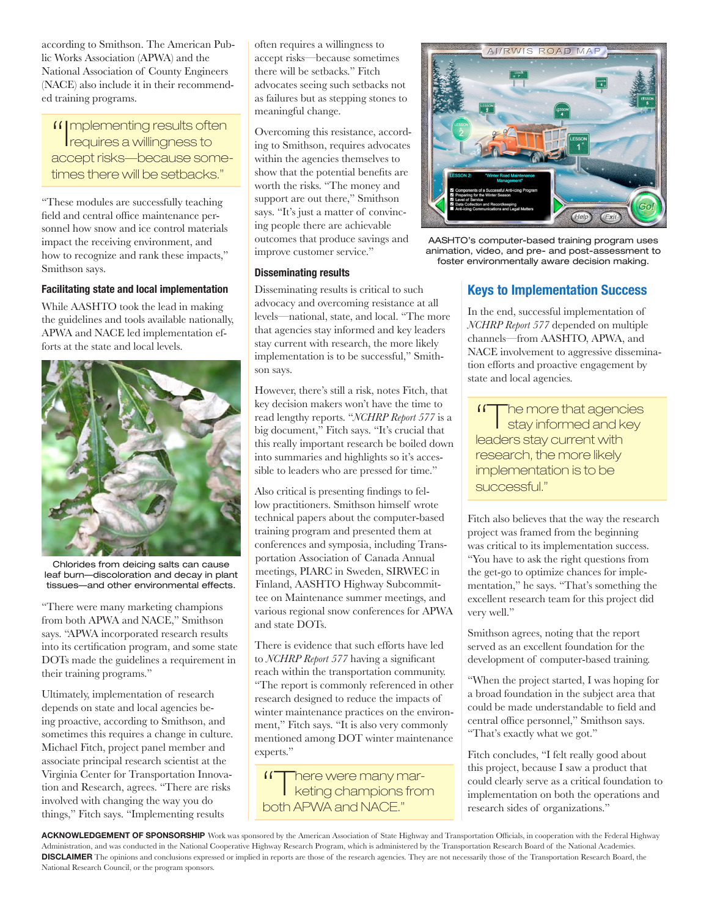according to Smithson. The American Public Works Association (APWA) and the National Association of County Engineers (NACE) also include it in their recommended training programs.

> "Implementing results often requires a willingness to accept risks—because sometimes there will be setbacks."

"These modules are successfully teaching field and central office maintenance personnel how snow and ice control materials impact the receiving environment, and how to recognize and rank these impacts," Smithson says.

### Facilitating state and local implementation

While AASHTO took the lead in making the guidelines and tools available nationally, APWA and NACE led implementation efforts at the state and local levels.

Chlorides from deicing salts can cause leaf burn—discoloration and decay in plant tissues—and other environmental effects.

"There were many marketing champions from both APWA and NACE," Smithson says. "APWA incorporated research results into its certification program, and some state DOTs made the guidelines a requirement in their training programs."

Ultimately, implementation of research depends on state and local agencies being proactive, according to Smithson, and sometimes this requires a change in culture. Michael Fitch, project panel member and associate principal research scientist at the Virginia Center for Transportation Innovation and Research, agrees. "There are risks involved with changing the way you do things," Fitch says. "Implementing results often requires a willingness to accept risks—because sometimes there will be setbacks." Fitch advocates seeing such setbacks not as failures but as stepping stones to meaningful change.

Overcoming this resistance, according to Smithson, requires advocates within the agencies themselves to show that the potential benefits are worth the risks. "The money and support are out there," Smithson says. "It's just a matter of convincing people there are achievable outcomes that produce savings and improve customer service."

### Disseminating results

Disseminating results is critical to such advocacy and overcoming resistance at all levels—national, state, and local. "The more that agencies stay informed and key leaders stay current with research, the more likely implementation is to be successful," Smithson says.

However, there's still a risk, notes Fitch, that key decision makers won't have the time to read lengthy reports. "*NCHRP Report 577* is a big document," Fitch says. "It's crucial that this really important research be boiled down into summaries and highlights so it's accessible to leaders who are pressed for time."

Also critical is presenting findings to fellow practitioners. Smithson himself wrote technical papers about the computer-based training program and presented them at conferences and symposia, including Transportation Association of Canada Annual meetings, PIARC in Sweden, SIRWEC in Finland, AASHTO Highway Subcommittee on Maintenance summer meetings, and various regional snow conferences for APWA and state DOTs.

There is evidence that such efforts have led to *NCHRP Report 577* having a significant reach within the transportation community. "The report is commonly referenced in other research designed to reduce the impacts of winter maintenance practices on the environment," Fitch says. "It is also very commonly mentioned among DOT winter maintenance experts."

> "There were many marketing champions from both APWA and NACE."

AASHTO's computer-based training program uses animation, video, and pre- and post-assessment to foster environmentally aware decision making.

## Keys to Implementation Success

In the end, successful implementation of *NCHRP Report 577* depended on multiple channels—from AASHTO, APWA, and NACE involvement to aggressive dissemination efforts and proactive engagement by state and local agencies.

> "The more that agencies stay informed and key leaders stay current with research, the more likely implementation is to be successful."

Fitch also believes that the way the research project was framed from the beginning was critical to its implementation success. "You have to ask the right questions from the get-go to optimize chances for implementation," he says. "That's something the excellent research team for this project did very well."

Smithson agrees, noting that the report served as an excellent foundation for the development of computer-based training.

"When the project started, I was hoping for a broad foundation in the subject area that could be made understandable to field and central office personnel," Smithson says. "That's exactly what we got."

Fitch concludes, "I felt really good about this project, because I saw a product that could clearly serve as a critical foundation to implementation on both the operations and research sides of organizations."

**ACKNOWLEDGEMENT OF SPONSORSHIP** Work was sponsored by the American Association of State Highway and Transportation Officials, in cooperation with the Federal Highway Administration, and was conducted in the National Cooperative Highway Research Program, which is administered by the Transportation Research Board of the National Academies.

**DISCLAIMER** The opinions and conclusions expressed or implied in reports are those of the research agencies. They are not necessarily those of the Transportation Research Board, the National Research Council, or the program sponsors.